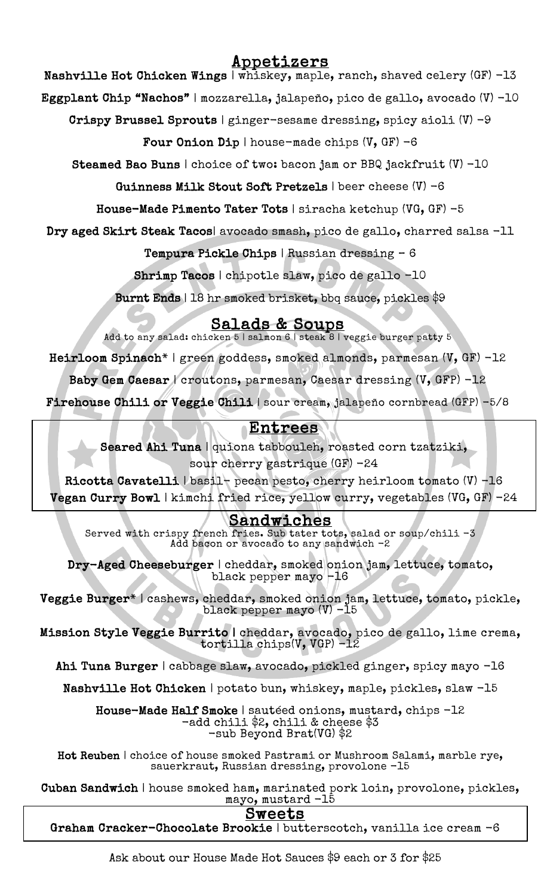## Appetizers

**Nashville Hot Chicken Wings** | whiskey, maple, ranch, shaved celery (GF) -13

**Eggplant Chip "Nachos"** | mozzarella, jalapeño, pico de gallo, avocado (V) -10

**Crispy Brussel Sprouts** | ginger-sesame dressing, spicy aioli (V) -9

**Four Onion Dip** | house-made chips (V, GF) -6

**Steamed Bao Buns** | choice of two: bacon jam or BBQ jackfruit (V) -10

**Guinness Milk Stout Soft Pretzels** | beer cheese (V) -6

**House-Made Pimento Tater Tots** | siracha ketchup (VG, GF) -5

**Dry aged Skirt Steak Tacos**| avocado smash, pico de gallo, charred salsa -11

**Tempura Pickle Chips** | Russian dressing - 6

**Shrimp Tacos** | chipotle slaw, pico de gallo -10

**Burnt Ends** | 18 hr smoked brisket, bbq sauce, pickles $9

## Salads & Soups

Add to any salad: chicken 5 | salmon 6 | steak 8 | veggie burger patty 5

**Heirloom Spinach*** | green goddess, smoked almonds, parmesan (V, GF) -12

**Baby Gem Caesar** | croutons, parmesan, Caesar dressing (V, GFP) -12

**Firehouse Chili or Veggie Chili** | sour cream, jalapeño cornbread (GFP) -5/8

## Entrees

**Seared Ahi Tuna** | quiona tabbouleh, roasted corn tzatziki, sour cherry gastrique (GF) -24

**Ricotta Cavatelli** | basil- pecan pesto, cherry heirloom tomato (V) -16

**Vegan Curry Bowl** | kimchi fried rice, yellow curry, vegetables (VG, GF) -24

## Sandwiches

Served with crispy french fries. Sub tater tots, salad or soup/chili -3
Add bacon or avocado to any sandwich -2

**Dry-Aged Cheeseburger** | cheddar, smoked onion jam, lettuce, tomato, black pepper mayo -16

**Veggie Burger*** | cashews, cheddar, smoked onion jam, lettuce, tomato, pickle, black pepper mayo (V) -15

**Mission Style Veggie Burrito** | cheddar, avocado, pico de gallo, lime crema, tortilla chips(V, VGP) -12

**Ahi Tuna Burger** | cabbage slaw, avocado, pickled ginger, spicy mayo -16

**Nashville Hot Chicken** | potato bun, whiskey, maple, pickles, slaw -15

**House-Made Half Smoke** | sautéed onions, mustard, chips -12
-add chili $2, chili & cheese $3
-sub Beyond Brat(VG) $2

**Hot Reuben** | choice of house smoked Pastrami or Mushroom Salami, marble rye, sauerkraut, Russian dressing, provolone -15

**Cuban Sandwich** | house smoked ham, marinated pork loin, provolone, pickles, mayo, mustard -15

## Sweets

**Graham Cracker-Chocolate Brookie** | butterscotch, vanilla ice cream -6

Ask about our House Made Hot Sauces $9 each or 3 for $25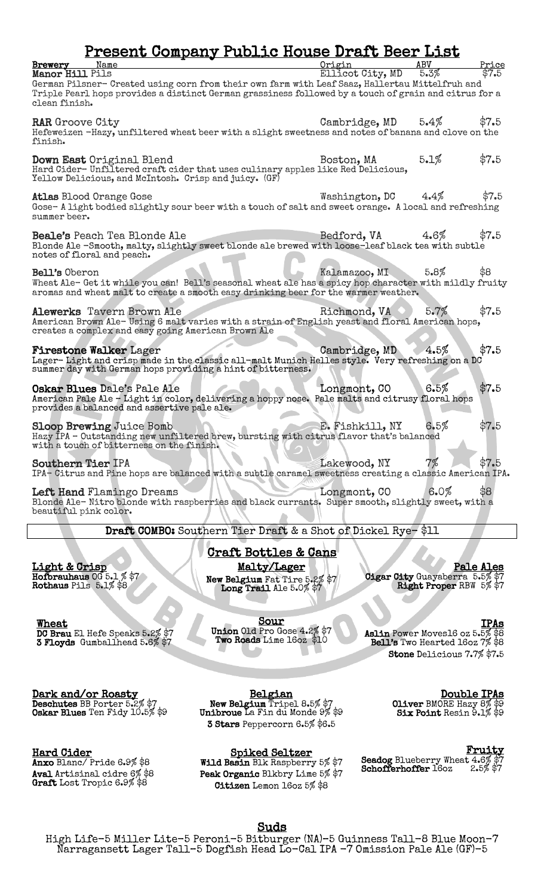# Present Company Public House Draft Beer List

| Brewery Name | Origin | ABV | Price |
|---|---|---|---|
| **Manor Hill** Pils | Ellicot City, MD | 5.3% | $7.5 |

German Pilsner- Created using corn from their own farm with Leaf Saaz, Hallertau Mittelfruh and Triple Pearl hops provides a distinct German grassiness followed by a touch of grain and citrus for a clean finish.

**RAR** Groove City — Cambridge, MD — 5.4% — $7.5
Hefeweizen -Hazy, unfiltered wheat beer with a slight sweetness and notes of banana and clove on the finish.

**Down East** Original Blend — Boston, MA — 5.1% — $7.5
Hard Cider- Unfiltered craft cider that uses culinary apples like Red Delicious, Yellow Delicious, and McIntosh. Crisp and juicy. (GF)

**Atlas** Blood Orange Gose — Washington, DC — 4.4% — $7.5
Gose- A light bodied slightly sour beer with a touch of salt and sweet orange. A local and refreshing summer beer.

**Beale's** Peach Tea Blonde Ale — Bedford, VA — 4.6% — $7.5
Blonde Ale -Smooth, malty, slightly sweet blonde ale brewed with loose-leaf black tea with subtle notes of floral and peach.

**Bell's** Oberon — Kalamazoo, MI — 5.8% — $8
Wheat Ale- Get it while you can! Bell's seasonal wheat ale has a spicy hop character with mildly fruity aromas and wheat malt to create a smooth easy drinking beer for the warmer weather.

**Alewerks** Tavern Brown Ale — Richmond, VA — 5.7% — $7.5
American Brown Ale- Using 6 malt varies with a strain of English yeast and floral American hops, creates a complex and easy going American Brown Ale

**Firestone Walker** Lager — Cambridge, MD — 4.5% — $7.5
Lager- Light and crisp made in the classic all-malt Munich Helles style. Very refreshing on a DC summer day with German hops providing a hint of bitterness.

**Oskar Blues** Dale's Pale Ale — Longmont, CO — 6.5% — $7.5
American Pale Ale - Light in color, delivering a hoppy nose. Pale malts and citrusy floral hops provides a balanced and assertive pale ale.

**Sloop Brewing** Juice Bomb — E. Fishkill, NY — 6.5% — $7.5
Hazy IPA - Outstanding new unfiltered brew, bursting with citrus flavor that's balanced with a touch of bitterness on the finish.

**Southern Tier** IPA — Lakewood, NY — 7% — $7.5
IPA- Citrus and Pine hops are balanced with a subtle caramel sweetness creating a classic American IPA.

**Left Hand** Flamingo Dreams — Longmont, CO — 6.0% — $8
Blonde Ale- Nitro blonde with raspberries and black currants. Super smooth, slightly sweet, with a beautiful pink color.

**Draft COMBO:** Southern Tier Draft & a Shot of Dickel Rye- $11

## Craft Bottles & Cans

**Light & Crisp**
- **Hofbrauhaus** OG 5.1 % $7
- **Rothaus** Pils 5.1% $8

**Malty/Lager**
- **New Belgium** Fat Tire 5.2% $7
- **Long Trail** Ale 5.0% $7

**Pale Ales**
- **Cigar City** Guayaberra 5.5% $7
- **Right Proper** RBW 5% $7

**Wheat**
- **DC Brau** El Hefe Speaks 5.2% $7
- **3 Floyds** Gumballhead 5.6% $7

**Sour**
- **Union** Old Pro Gose 4.2% $7
- **Two Roads** Lime 16oz $10

**IPAs**
- **Aslin** Power Moves16 oz 5.5% $8
- **Bell's** Two Hearted 16oz 7% $8
- **Stone** Delicious 7.7% $7.5

**Dark and/or Roasty**
- **Deschutes** BB Porter 5.2% $7
- **Oskar Blues** Ten Fidy 10.5% $9

**Belgian**
- **New Belgium** Tripel 8.5% $7
- **Unibroue** La Fin du Monde 9% $9
- **3 Stars** Peppercorn 6.5% $6.5

**Double IPAs**
- **Oliver** BMORE Hazy 8% $9
- **Six Point** Resin 9.1% $9

**Hard Cider**
- **Anxo** Blanc/ Pride 6.9% $8
- **Aval** Artisinal cidre 6% $8
- **Graft** Lost Tropic 6.9% $8

**Spiked Seltzer**
- **Wild Basin** Blk Raspberry 5% $7
- **Peak Organic** Blkbry Lime 5% $7
- **Citizen** Lemon 16oz 5% $8

**Fruity**
- **Seadog** Blueberry Wheat 4.6% $7
- **Schofferhoffer** 16oz 2.5% $7

## Suds

High Life-5 Miller Lite-5 Peroni-5 Bitburger (NA)-5 Guinness Tall-8 Blue Moon-7 Narragansett Lager Tall-5 Dogfish Head Lo-Cal IPA -7 Omission Pale Ale (GF)-5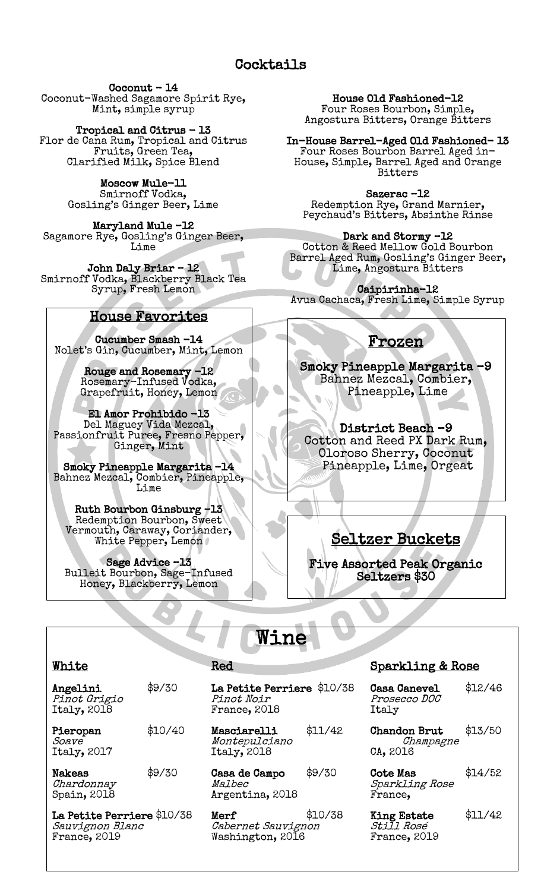# Cocktails

**Coconut - 14**
Coconut-Washed Sagamore Spirit Rye, Mint, simple syrup

**Tropical and Citrus - 13**
Flor de Cana Rum, Tropical and Citrus Fruits, Green Tea, Clarified Milk, Spice Blend

**Moscow Mule-11**
Smirnoff Vodka, Gosling's Ginger Beer, Lime

**Maryland Mule -12**
Sagamore Rye, Gosling's Ginger Beer, Lime

**John Daly Briar - 12**
Smirnoff Vodka, Blackberry Black Tea Syrup, Fresh Lemon

**House Old Fashioned-12**
Four Roses Bourbon, Simple, Angostura Bitters, Orange Bitters

**In-House Barrel-Aged Old Fashioned- 13**
Four Roses Bourbon Barrel Aged in-House, Simple, Barrel Aged and Orange Bitters

**Sazerac -12**
Redemption Rye, Grand Marnier, Peychaud's Bitters, Absinthe Rinse

**Dark and Stormy -12**
Cotton & Reed Mellow Gold Bourbon Barrel Aged Rum, Gosling's Ginger Beer, Lime, Angostura Bitters

**Caipirinha-12**
Avua Cachaca, Fresh Lime, Simple Syrup

## House Favorites

**Cucumber Smash -14**
Nolet's Gin, Cucumber, Mint, Lemon

**Rouge and Rosemary -12**
Rosemary-Infused Vodka, Grapefruit, Honey, Lemon

**El Amor Prohibido -13**
Del Maguey Vida Mezcal, Passionfruit Puree, Fresno Pepper, Ginger, Mint

**Smoky Pineapple Margarita -14**
Bahnez Mezcal, Combier, Pineapple, Lime

**Ruth Bourbon Ginsburg -13**
Redemption Bourbon, Sweet Vermouth, Caraway, Coriander, White Pepper, Lemon

**Sage Advice -13**
Bulleit Bourbon, Sage-Infused Honey, Blackberry, Lemon

## Frozen

**Smoky Pineapple Margarita -9**
Bahnez Mezcal, Combier, Pineapple, Lime

**District Beach -9**
Cotton and Reed PX Dark Rum, Oloroso Sherry, Coconut Pineapple, Lime, Orgeat

## Seltzer Buckets

**Five Assorted Peak Organic Seltzers $30**

# Wine

## White

**Angelini** $9/30
*Pinot Grigio*
Italy, 2018

**Pieropan** $10/40
*Soave*
Italy, 2017

**Nakeas** $9/30
*Chardonnay*
Spain, 2018

**La Petite Perriere** $10/38
*Sauvignon Blanc*
France, 2019

## Red

**La Petite Perriere** $10/38
*Pinot Noir*
France, 2018

**Masciarelli** $11/42
*Montepulciano*
Italy, 2018

**Casa de Campo** $9/30
*Malbec*
Argentina, 2018

**Merf** $10/38
*Cabernet Sauvignon*
Washington, 2016

## Sparkling & Rose

**Casa Canevel** $12/46
*Prosecco DOC*
Italy

**Chandon Brut** $13/50
*Champagne*
CA, 2016

**Cote Mas** $14/52
*Sparkling Rose*
France,

**King Estate** $11/42
*Still Rosé*
France, 2019